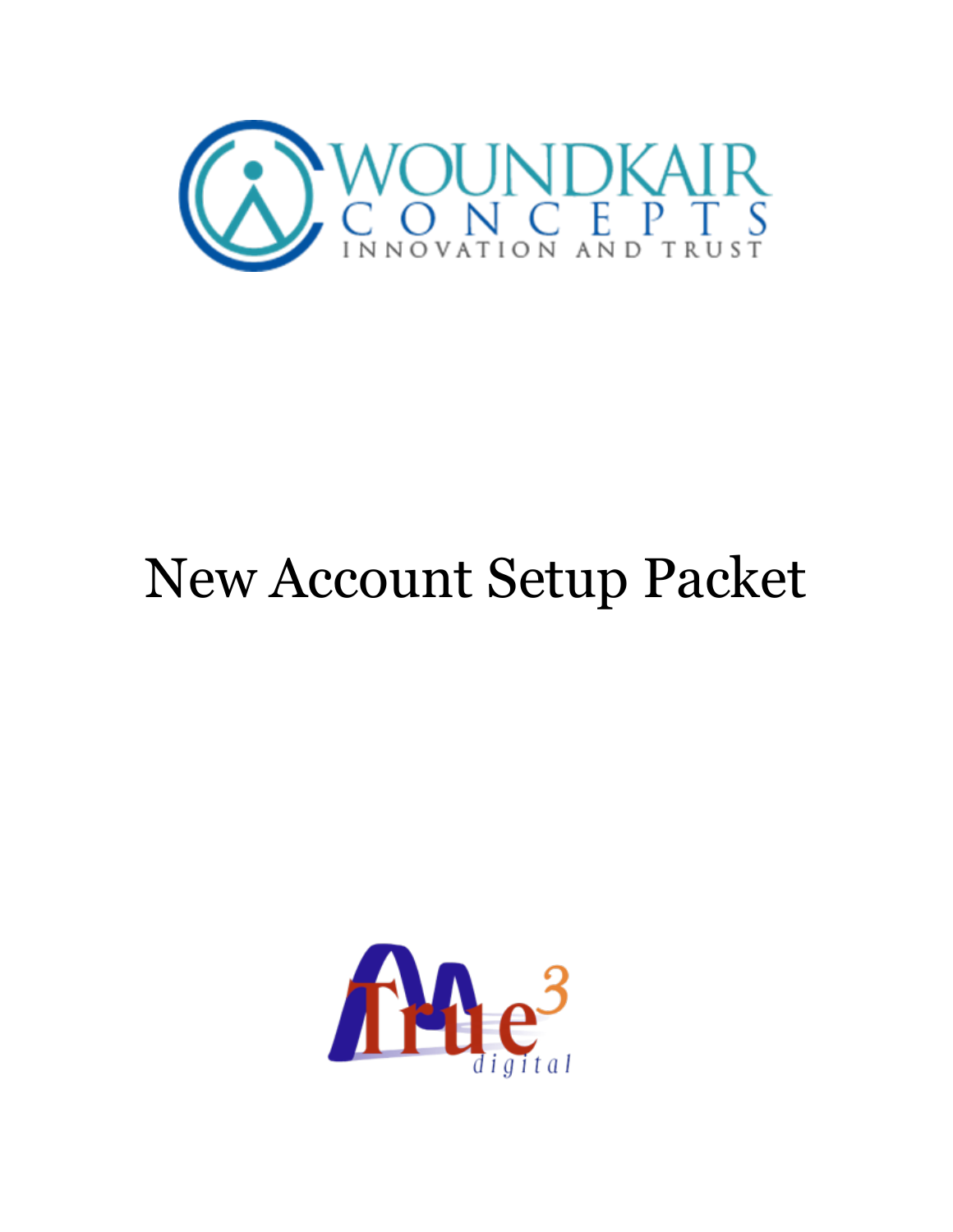WOUNDKAIR CONCEPTS

INNOVATION AND TRUST

# New Account Setup Packet

True³ digital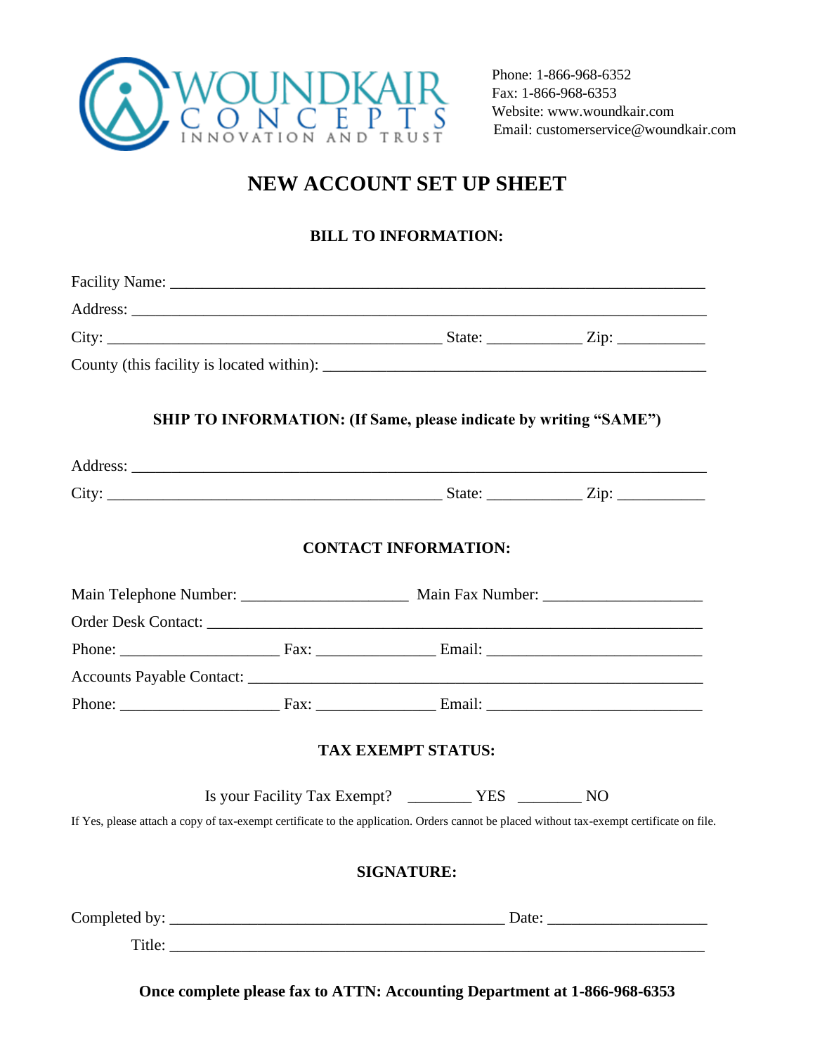WOUNDKAIR CONCEPTS
INNOVATION AND TRUST

Phone: 1-866-968-6352
Fax: 1-866-968-6353
Website: www.woundkair.com
Email: customerservice@woundkair.com

# NEW ACCOUNT SET UP SHEET

## BILL TO INFORMATION:

Facility Name: ______________________________________________________________

Address: ___________________________________________________________________

City: ____________________________________ State: ___________ Zip: ___________

County (this facility is located within): ___________________________________________

## SHIP TO INFORMATION: (If Same, please indicate by writing "SAME")

Address: ___________________________________________________________________

City: ____________________________________ State: ___________ Zip: ___________

## CONTACT INFORMATION:

Main Telephone Number: ____________________ Main Fax Number: ___________________

Order Desk Contact: _______________________________________________________

Phone: ___________________ Fax: ______________ Email: _________________________

Accounts Payable Contact: ___________________________________________________

Phone: ___________________ Fax: ______________ Email: _________________________

## TAX EXEMPT STATUS:

Is your Facility Tax Exempt? ________ YES ________ NO

If Yes, please attach a copy of tax-exempt certificate to the application. Orders cannot be placed without tax-exempt certificate on file.

## SIGNATURE:

Completed by: ________________________________________ Date: ___________________

Title: ______________________________________________________________________

**Once complete please fax to ATTN: Accounting Department at 1-866-968-6353**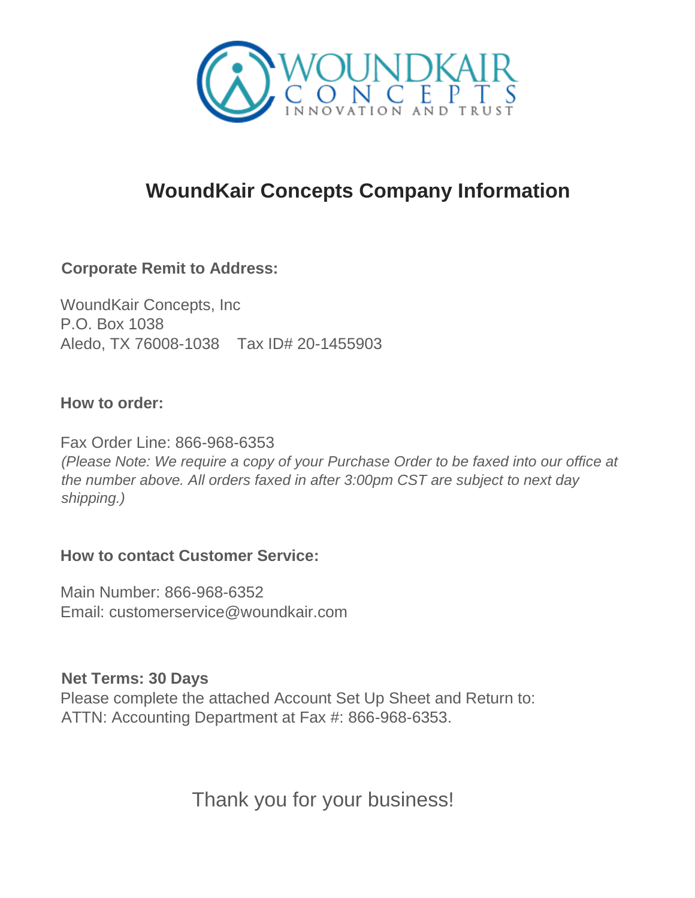# WoundKair Concepts Company Information

**Corporate Remit to Address:**

WoundKair Concepts, Inc
P.O. Box 1038
Aledo, TX 76008-1038    Tax ID# 20-1455903

**How to order:**

Fax Order Line: 866-968-6353
*(Please Note: We require a copy of your Purchase Order to be faxed into our office at the number above. All orders faxed in after 3:00pm CST are subject to next day shipping.)*

**How to contact Customer Service:**

Main Number: 866-968-6352
Email: customerservice@woundkair.com

**Net Terms: 30 Days**
Please complete the attached Account Set Up Sheet and Return to:
ATTN: Accounting Department at Fax #: 866-968-6353.

Thank you for your business!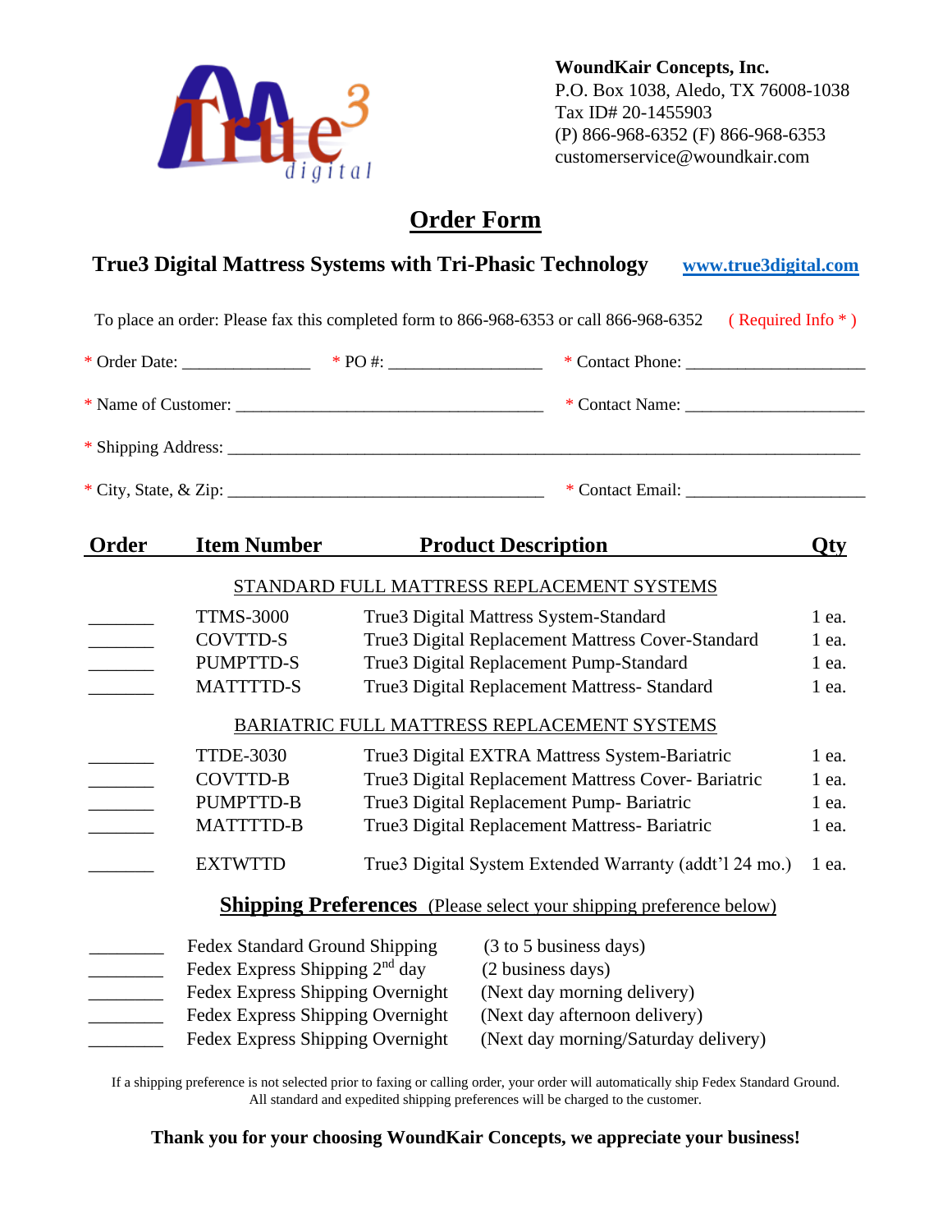**WoundKair Concepts, Inc.**
P.O. Box 1038, Aledo, TX 76008-1038
Tax ID# 20-1455903
(P) 866-968-6352 (F) 866-968-6353
customerservice@woundkair.com

# Order Form

## True3 Digital Mattress Systems with Tri-Phasic Technology

www.true3digital.com

To place an order: Please fax this completed form to 866-968-6353 or call 866-968-6352 ( Required Info * )

* Order Date: _______________ * PO #: __________________ * Contact Phone: _____________________

* Name of Customer: ____________________________________ * Contact Name: ____________________

* Shipping Address: ___________________________________________________________________________

* City, State, & Zip: ____________________________________ * Contact Email: ____________________

| Order | Item Number | Product Description | Qty |
|---|---|---|---|
| | | STANDARD FULL MATTRESS REPLACEMENT SYSTEMS | |
| _______ | TTMS-3000 | True3 Digital Mattress System-Standard | 1 ea. |
| _______ | COVTTD-S | True3 Digital Replacement Mattress Cover-Standard | 1 ea. |
| _______ | PUMPTTD-S | True3 Digital Replacement Pump-Standard | 1 ea. |
| _______ | MATTTTD-S | True3 Digital Replacement Mattress- Standard | 1 ea. |
| | | BARIATRIC FULL MATTRESS REPLACEMENT SYSTEMS | |
| _______ | TTDE-3030 | True3 Digital EXTRA Mattress System-Bariatric | 1 ea. |
| _______ | COVTTD-B | True3 Digital Replacement Mattress Cover- Bariatric | 1 ea. |
| _______ | PUMPTTD-B | True3 Digital Replacement Pump- Bariatric | 1 ea. |
| _______ | MATTTTD-B | True3 Digital Replacement Mattress- Bariatric | 1 ea. |
| _______ | EXTWTTD | True3 Digital System Extended Warranty (addt'l 24 mo.) | 1 ea. |

**Shipping Preferences** (Please select your shipping preference below)

| | | |
|---|---|---|
| ________ | Fedex Standard Ground Shipping | (3 to 5 business days) |
| ________ | Fedex Express Shipping 2nd day | (2 business days) |
| ________ | Fedex Express Shipping Overnight | (Next day morning delivery) |
| ________ | Fedex Express Shipping Overnight | (Next day afternoon delivery) |
| ________ | Fedex Express Shipping Overnight | (Next day morning/Saturday delivery) |

If a shipping preference is not selected prior to faxing or calling order, your order will automatically ship Fedex Standard Ground. All standard and expedited shipping preferences will be charged to the customer.

**Thank you for your choosing WoundKair Concepts, we appreciate your business!**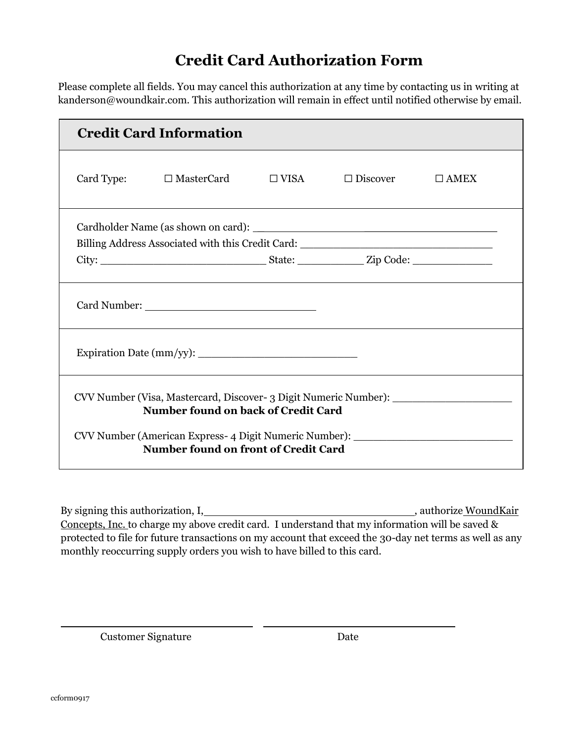# Credit Card Authorization Form

Please complete all fields. You may cancel this authorization at any time by contacting us in writing at kanderson@woundkair.com. This authorization will remain in effect until notified otherwise by email.

## Credit Card Information

Card Type: ☐ MasterCard ☐ VISA ☐ Discover ☐ AMEX

Cardholder Name (as shown on card): ____________________________________

Billing Address Associated with this Credit Card: ______________________________

City: _________________________ State: __________ Zip Code: ____________

Card Number: __________________________

Expiration Date (mm/yy): _______________________

CVV Number (Visa, Mastercard, Discover- 3 Digit Numeric Number): __________________

**Number found on back of Credit Card**

CVV Number (American Express- 4 Digit Numeric Number): ________________________

**Number found on front of Credit Card**

By signing this authorization, I, _______________________________, authorize WoundKair Concepts, Inc. to charge my above credit card. I understand that my information will be saved & protected to file for future transactions on my account that exceed the 30-day net terms as well as any monthly reoccurring supply orders you wish to have billed to this card.

______________________________ ______________________________

Customer Signature Date

ccform0917